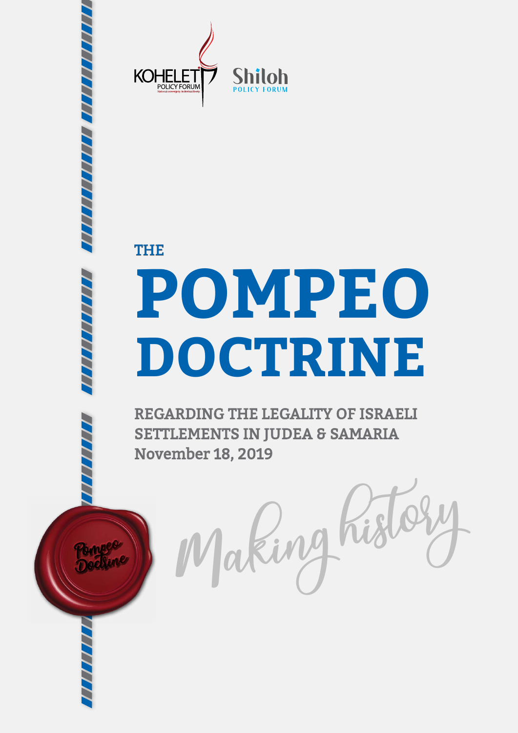KOHELET POLICY FORUM

National sovereignty. Individual liberty.

Shiloh POLICY FORUM

# THE POMPEO DOCTRINE

## REGARDING THE LEGALITY OF ISRAELI SETTLEMENTS IN JUDEA & SAMARIA

**November 18, 2019**

Making history

Pompeo Doctrine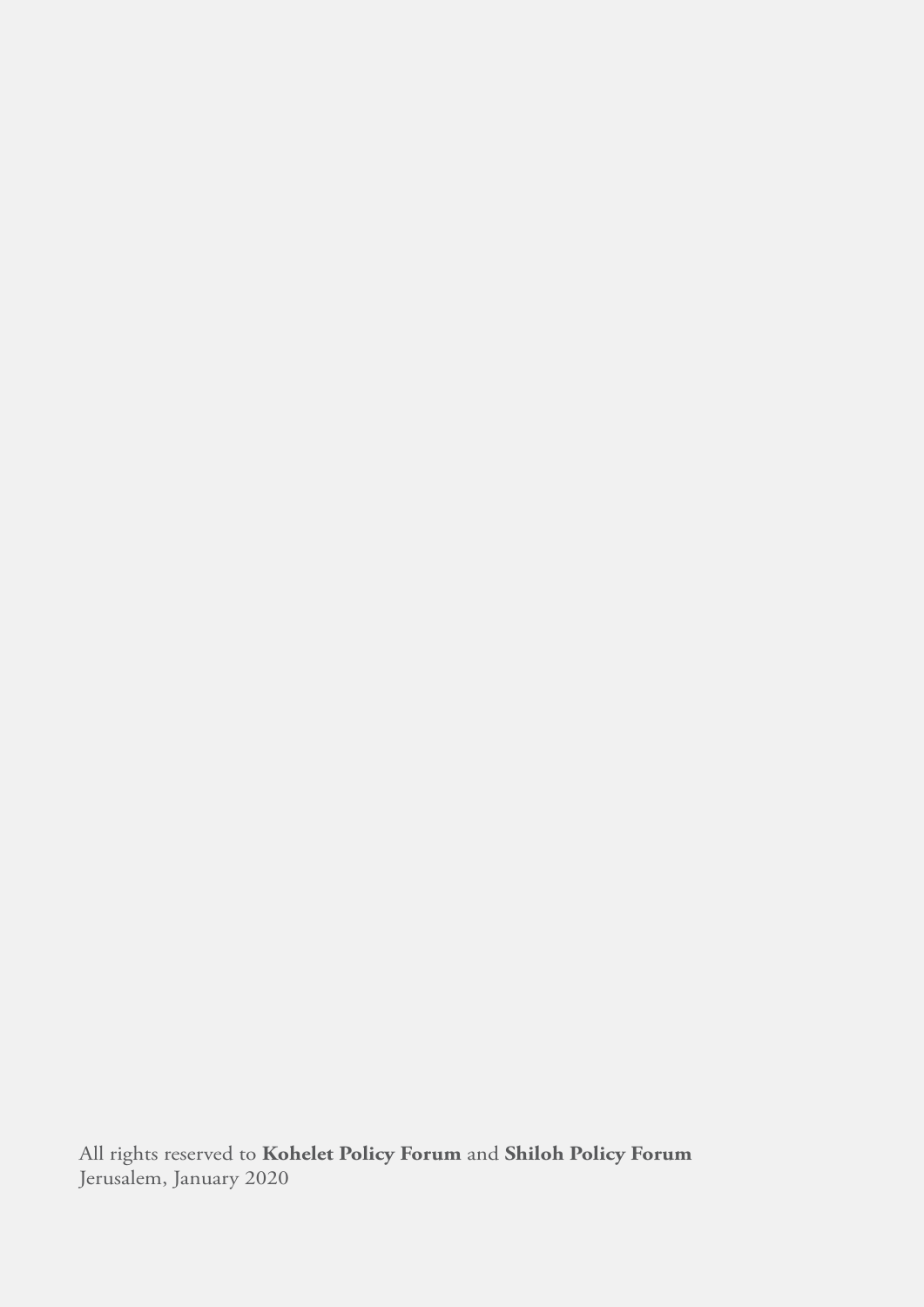All rights reserved to **Kohelet Policy Forum** and **Shiloh Policy Forum**
Jerusalem, January 2020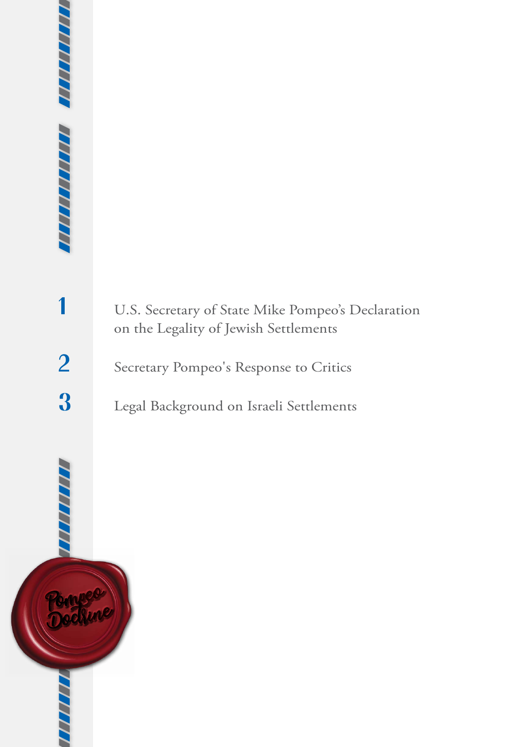1. U.S. Secretary of State Mike Pompeo's Declaration on the Legality of Jewish Settlements

2. Secretary Pompeo's Response to Critics

3. Legal Background on Israeli Settlements

Pompeo Doctrine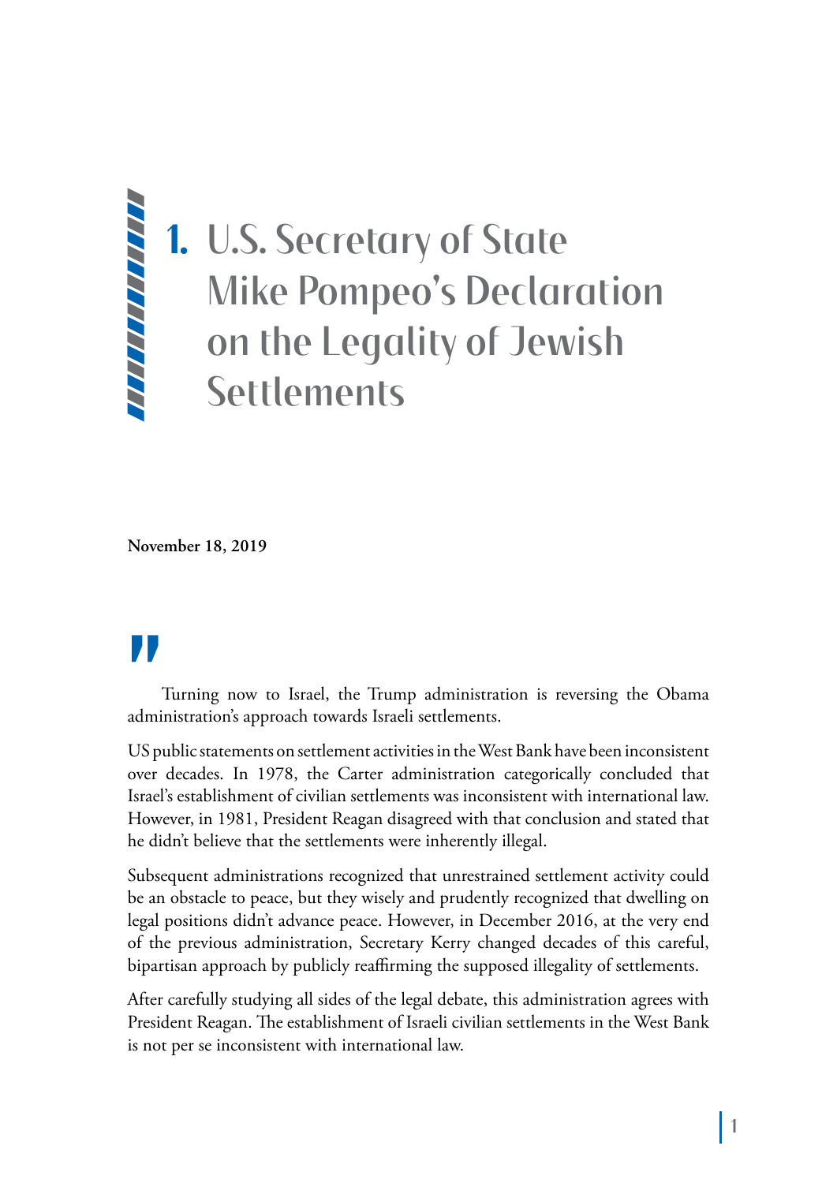# 1. U.S. Secretary of State Mike Pompeo's Declaration on the Legality of Jewish Settlements

**November 18, 2019**

"

Turning now to Israel, the Trump administration is reversing the Obama administration's approach towards Israeli settlements.

US public statements on settlement activities in the West Bank have been inconsistent over decades. In 1978, the Carter administration categorically concluded that Israel's establishment of civilian settlements was inconsistent with international law. However, in 1981, President Reagan disagreed with that conclusion and stated that he didn't believe that the settlements were inherently illegal.

Subsequent administrations recognized that unrestrained settlement activity could be an obstacle to peace, but they wisely and prudently recognized that dwelling on legal positions didn't advance peace. However, in December 2016, at the very end of the previous administration, Secretary Kerry changed decades of this careful, bipartisan approach by publicly reaffirming the supposed illegality of settlements.

After carefully studying all sides of the legal debate, this administration agrees with President Reagan. The establishment of Israeli civilian settlements in the West Bank is not per se inconsistent with international law.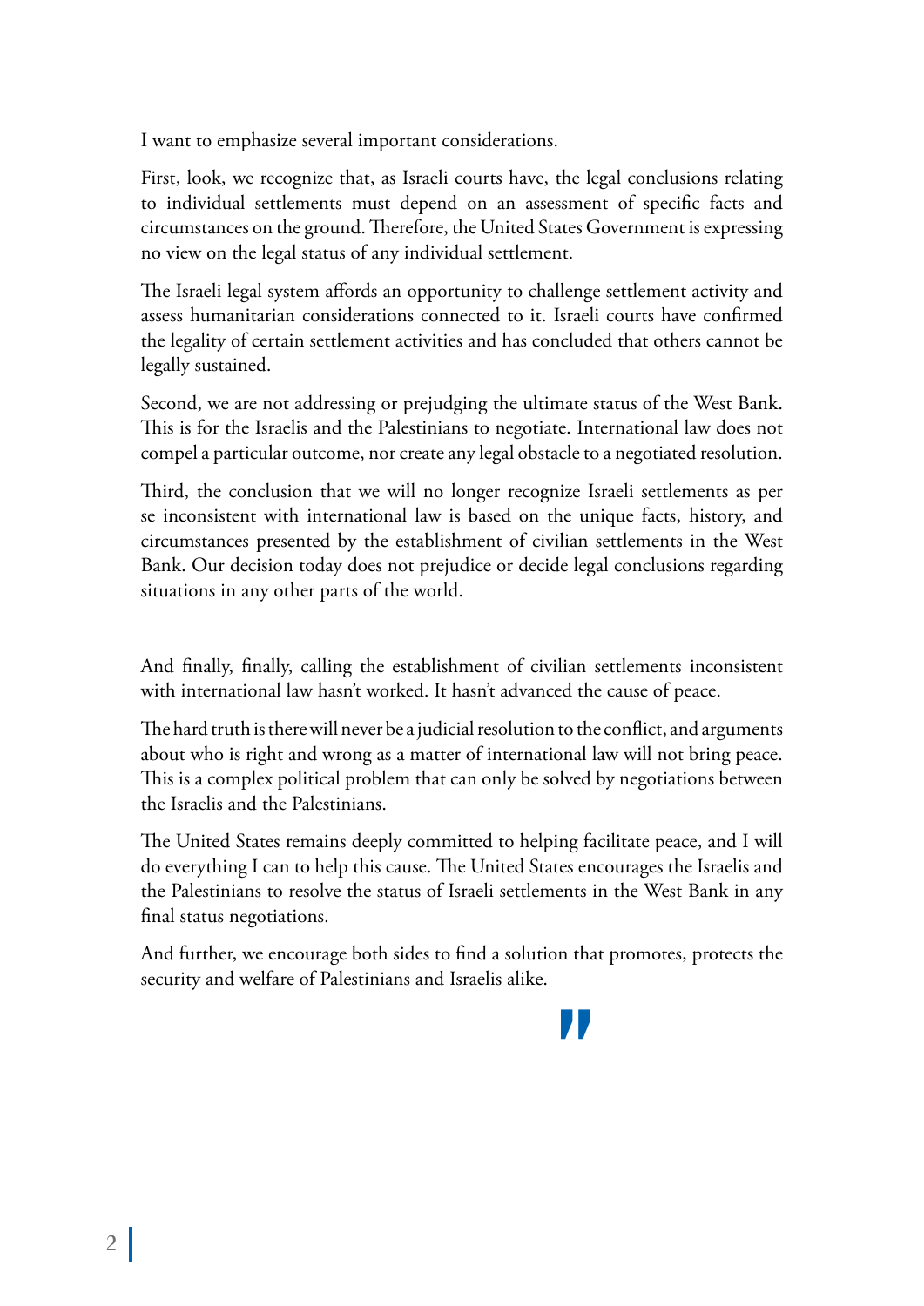I want to emphasize several important considerations.

First, look, we recognize that, as Israeli courts have, the legal conclusions relating to individual settlements must depend on an assessment of specific facts and circumstances on the ground. Therefore, the United States Government is expressing no view on the legal status of any individual settlement.

The Israeli legal system affords an opportunity to challenge settlement activity and assess humanitarian considerations connected to it. Israeli courts have confirmed the legality of certain settlement activities and has concluded that others cannot be legally sustained.

Second, we are not addressing or prejudging the ultimate status of the West Bank. This is for the Israelis and the Palestinians to negotiate. International law does not compel a particular outcome, nor create any legal obstacle to a negotiated resolution.

Third, the conclusion that we will no longer recognize Israeli settlements as per se inconsistent with international law is based on the unique facts, history, and circumstances presented by the establishment of civilian settlements in the West Bank. Our decision today does not prejudice or decide legal conclusions regarding situations in any other parts of the world.

And finally, finally, calling the establishment of civilian settlements inconsistent with international law hasn't worked. It hasn't advanced the cause of peace.

The hard truth is there will never be a judicial resolution to the conflict, and arguments about who is right and wrong as a matter of international law will not bring peace. This is a complex political problem that can only be solved by negotiations between the Israelis and the Palestinians.

The United States remains deeply committed to helping facilitate peace, and I will do everything I can to help this cause. The United States encourages the Israelis and the Palestinians to resolve the status of Israeli settlements in the West Bank in any final status negotiations.

And further, we encourage both sides to find a solution that promotes, protects the security and welfare of Palestinians and Israelis alike.

"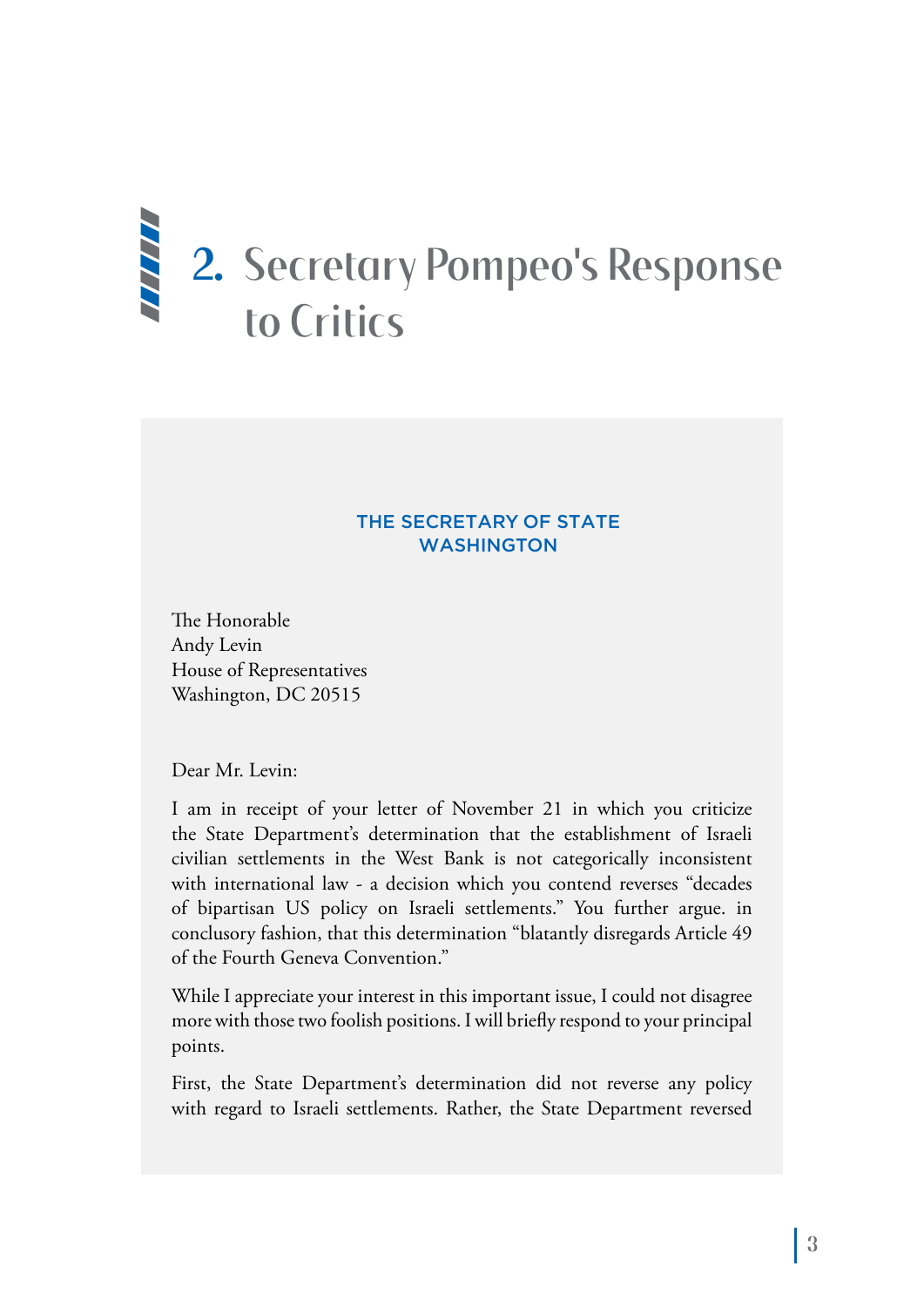# 2. Secretary Pompeo's Response to Critics

THE SECRETARY OF STATE
WASHINGTON

The Honorable
Andy Levin
House of Representatives
Washington, DC 20515

Dear Mr. Levin:

I am in receipt of your letter of November 21 in which you criticize the State Department's determination that the establishment of Israeli civilian settlements in the West Bank is not categorically inconsistent with international law - a decision which you contend reverses "decades of bipartisan US policy on Israeli settlements." You further argue. in conclusory fashion, that this determination "blatantly disregards Article 49 of the Fourth Geneva Convention."

While I appreciate your interest in this important issue, I could not disagree more with those two foolish positions. I will briefly respond to your principal points.

First, the State Department's determination did not reverse any policy with regard to Israeli settlements. Rather, the State Department reversed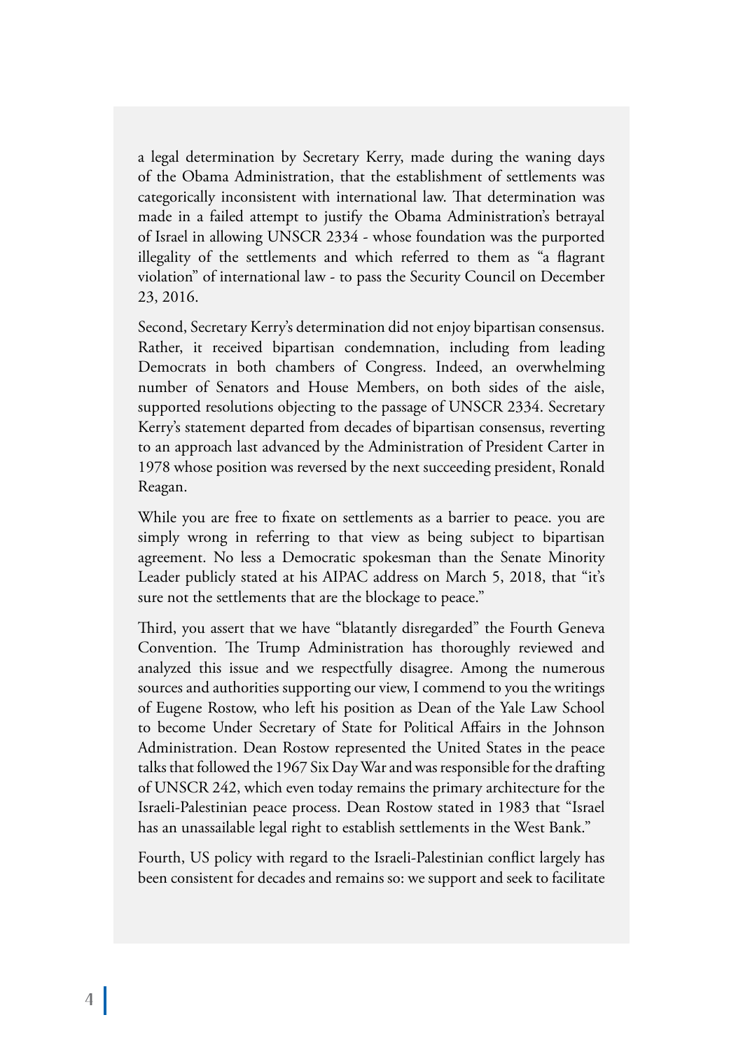a legal determination by Secretary Kerry, made during the waning days of the Obama Administration, that the establishment of settlements was categorically inconsistent with international law. That determination was made in a failed attempt to justify the Obama Administration's betrayal of Israel in allowing UNSCR 2334 - whose foundation was the purported illegality of the settlements and which referred to them as "a flagrant violation" of international law - to pass the Security Council on December 23, 2016.

Second, Secretary Kerry's determination did not enjoy bipartisan consensus. Rather, it received bipartisan condemnation, including from leading Democrats in both chambers of Congress. Indeed, an overwhelming number of Senators and House Members, on both sides of the aisle, supported resolutions objecting to the passage of UNSCR 2334. Secretary Kerry's statement departed from decades of bipartisan consensus, reverting to an approach last advanced by the Administration of President Carter in 1978 whose position was reversed by the next succeeding president, Ronald Reagan.

While you are free to fixate on settlements as a barrier to peace. you are simply wrong in referring to that view as being subject to bipartisan agreement. No less a Democratic spokesman than the Senate Minority Leader publicly stated at his AIPAC address on March 5, 2018, that "it's sure not the settlements that are the blockage to peace."

Third, you assert that we have "blatantly disregarded" the Fourth Geneva Convention. The Trump Administration has thoroughly reviewed and analyzed this issue and we respectfully disagree. Among the numerous sources and authorities supporting our view, I commend to you the writings of Eugene Rostow, who left his position as Dean of the Yale Law School to become Under Secretary of State for Political Affairs in the Johnson Administration. Dean Rostow represented the United States in the peace talks that followed the 1967 Six Day War and was responsible for the drafting of UNSCR 242, which even today remains the primary architecture for the Israeli-Palestinian peace process. Dean Rostow stated in 1983 that "Israel has an unassailable legal right to establish settlements in the West Bank."

Fourth, US policy with regard to the Israeli-Palestinian conflict largely has been consistent for decades and remains so: we support and seek to facilitate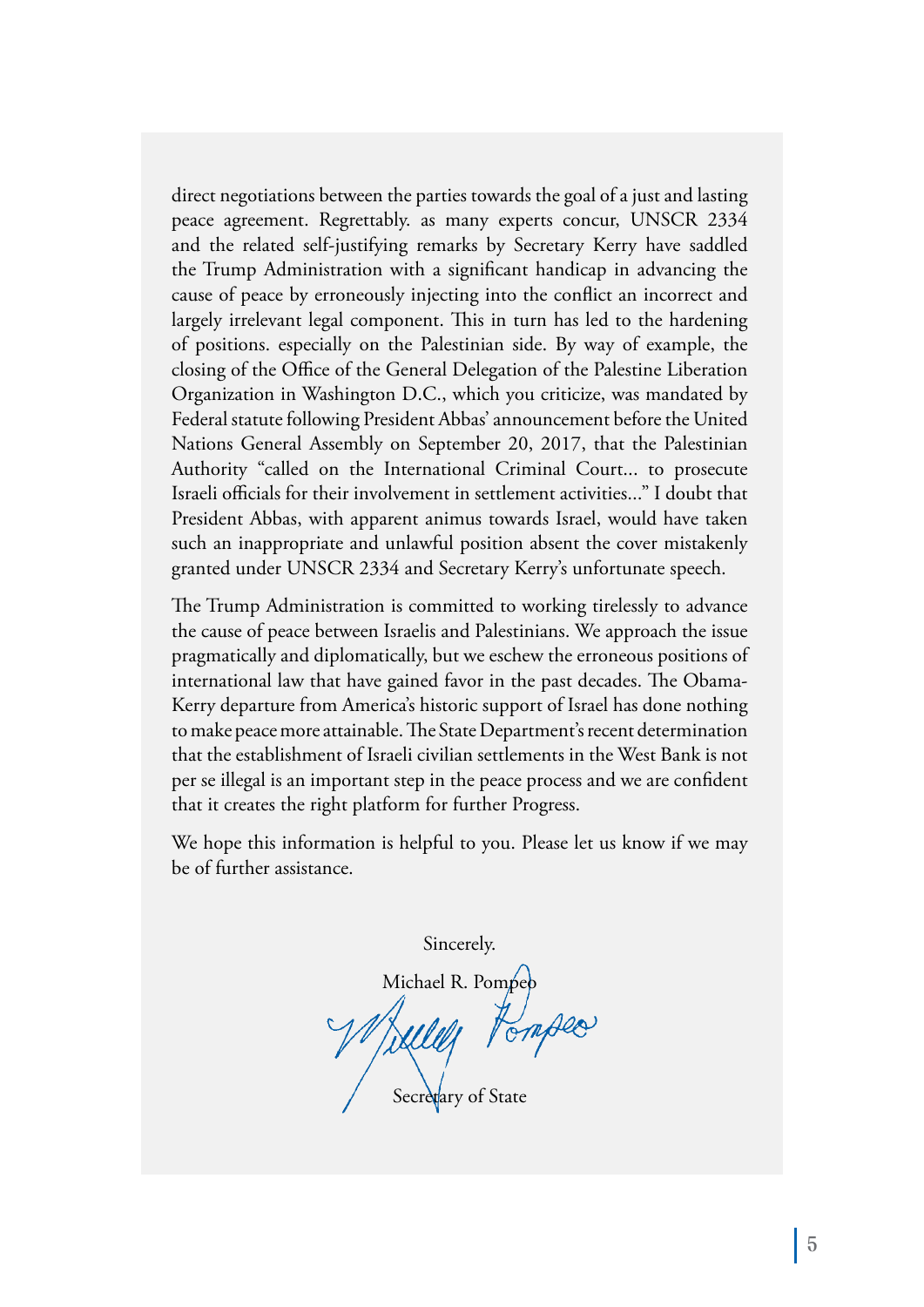direct negotiations between the parties towards the goal of a just and lasting peace agreement. Regrettably. as many experts concur, UNSCR 2334 and the related self-justifying remarks by Secretary Kerry have saddled the Trump Administration with a significant handicap in advancing the cause of peace by erroneously injecting into the conflict an incorrect and largely irrelevant legal component. This in turn has led to the hardening of positions. especially on the Palestinian side. By way of example, the closing of the Office of the General Delegation of the Palestine Liberation Organization in Washington D.C., which you criticize, was mandated by Federal statute following President Abbas' announcement before the United Nations General Assembly on September 20, 2017, that the Palestinian Authority "called on the International Criminal Court... to prosecute Israeli officials for their involvement in settlement activities..." I doubt that President Abbas, with apparent animus towards Israel, would have taken such an inappropriate and unlawful position absent the cover mistakenly granted under UNSCR 2334 and Secretary Kerry's unfortunate speech.

The Trump Administration is committed to working tirelessly to advance the cause of peace between Israelis and Palestinians. We approach the issue pragmatically and diplomatically, but we eschew the erroneous positions of international law that have gained favor in the past decades. The Obama-Kerry departure from America's historic support of Israel has done nothing to make peace more attainable. The State Department's recent determination that the establishment of Israeli civilian settlements in the West Bank is not per se illegal is an important step in the peace process and we are confident that it creates the right platform for further Progress.

We hope this information is helpful to you. Please let us know if we may be of further assistance.

Sincerely.

Michael R. Pompeo

Secretary of State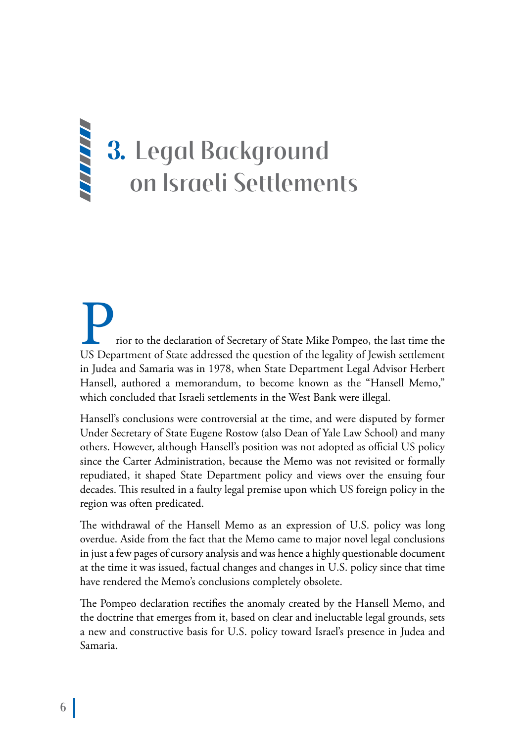# 3. Legal Background on Israeli Settlements

Prior to the declaration of Secretary of State Mike Pompeo, the last time the US Department of State addressed the question of the legality of Jewish settlement in Judea and Samaria was in 1978, when State Department Legal Advisor Herbert Hansell, authored a memorandum, to become known as the "Hansell Memo," which concluded that Israeli settlements in the West Bank were illegal.

Hansell's conclusions were controversial at the time, and were disputed by former Under Secretary of State Eugene Rostow (also Dean of Yale Law School) and many others. However, although Hansell's position was not adopted as official US policy since the Carter Administration, because the Memo was not revisited or formally repudiated, it shaped State Department policy and views over the ensuing four decades. This resulted in a faulty legal premise upon which US foreign policy in the region was often predicated.

The withdrawal of the Hansell Memo as an expression of U.S. policy was long overdue. Aside from the fact that the Memo came to major novel legal conclusions in just a few pages of cursory analysis and was hence a highly questionable document at the time it was issued, factual changes and changes in U.S. policy since that time have rendered the Memo's conclusions completely obsolete.

The Pompeo declaration rectifies the anomaly created by the Hansell Memo, and the doctrine that emerges from it, based on clear and ineluctable legal grounds, sets a new and constructive basis for U.S. policy toward Israel's presence in Judea and Samaria.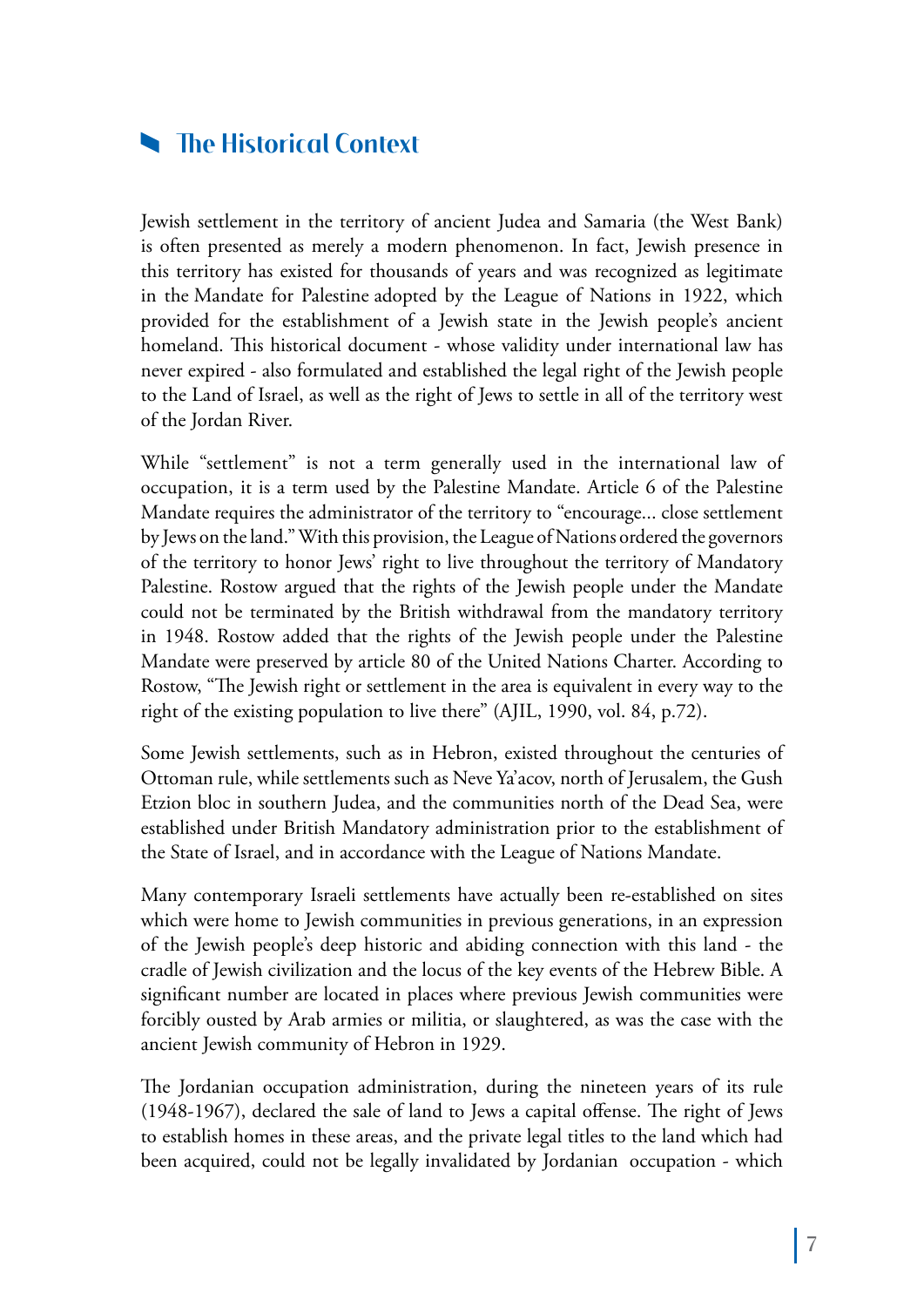## The Historical Context

Jewish settlement in the territory of ancient Judea and Samaria (the West Bank) is often presented as merely a modern phenomenon. In fact, Jewish presence in this territory has existed for thousands of years and was recognized as legitimate in the Mandate for Palestine adopted by the League of Nations in 1922, which provided for the establishment of a Jewish state in the Jewish people's ancient homeland. This historical document - whose validity under international law has never expired - also formulated and established the legal right of the Jewish people to the Land of Israel, as well as the right of Jews to settle in all of the territory west of the Jordan River.

While "settlement" is not a term generally used in the international law of occupation, it is a term used by the Palestine Mandate. Article 6 of the Palestine Mandate requires the administrator of the territory to "encourage... close settlement by Jews on the land." With this provision, the League of Nations ordered the governors of the territory to honor Jews' right to live throughout the territory of Mandatory Palestine. Rostow argued that the rights of the Jewish people under the Mandate could not be terminated by the British withdrawal from the mandatory territory in 1948. Rostow added that the rights of the Jewish people under the Palestine Mandate were preserved by article 80 of the United Nations Charter. According to Rostow, "The Jewish right or settlement in the area is equivalent in every way to the right of the existing population to live there" (AJIL, 1990, vol. 84, p.72).

Some Jewish settlements, such as in Hebron, existed throughout the centuries of Ottoman rule, while settlements such as Neve Ya'acov, north of Jerusalem, the Gush Etzion bloc in southern Judea, and the communities north of the Dead Sea, were established under British Mandatory administration prior to the establishment of the State of Israel, and in accordance with the League of Nations Mandate.

Many contemporary Israeli settlements have actually been re-established on sites which were home to Jewish communities in previous generations, in an expression of the Jewish people's deep historic and abiding connection with this land - the cradle of Jewish civilization and the locus of the key events of the Hebrew Bible. A significant number are located in places where previous Jewish communities were forcibly ousted by Arab armies or militia, or slaughtered, as was the case with the ancient Jewish community of Hebron in 1929.

The Jordanian occupation administration, during the nineteen years of its rule (1948-1967), declared the sale of land to Jews a capital offense. The right of Jews to establish homes in these areas, and the private legal titles to the land which had been acquired, could not be legally invalidated by Jordanian occupation - which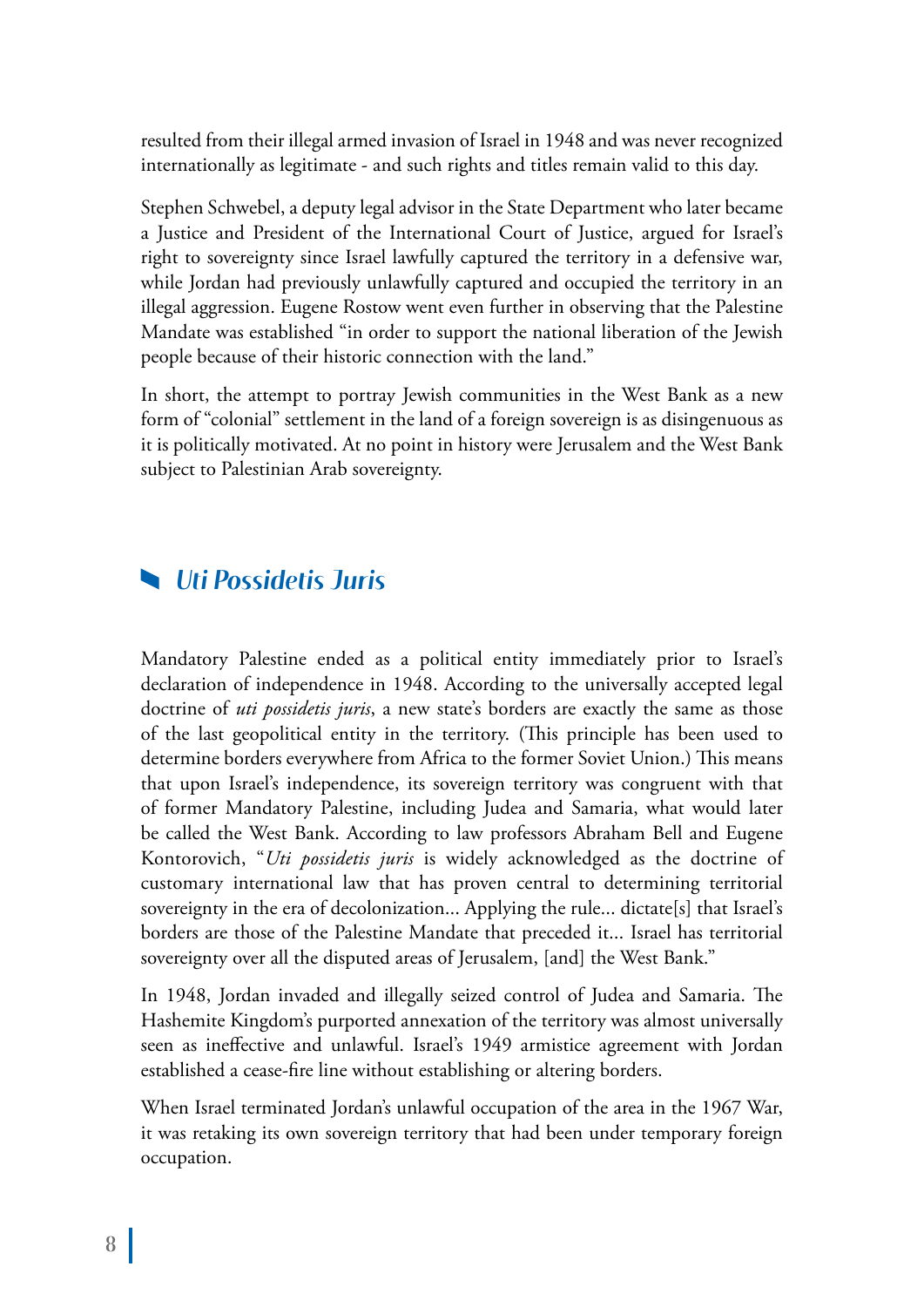resulted from their illegal armed invasion of Israel in 1948 and was never recognized internationally as legitimate - and such rights and titles remain valid to this day.

Stephen Schwebel, a deputy legal advisor in the State Department who later became a Justice and President of the International Court of Justice, argued for Israel's right to sovereignty since Israel lawfully captured the territory in a defensive war, while Jordan had previously unlawfully captured and occupied the territory in an illegal aggression. Eugene Rostow went even further in observing that the Palestine Mandate was established "in order to support the national liberation of the Jewish people because of their historic connection with the land."

In short, the attempt to portray Jewish communities in the West Bank as a new form of "colonial" settlement in the land of a foreign sovereign is as disingenuous as it is politically motivated. At no point in history were Jerusalem and the West Bank subject to Palestinian Arab sovereignty.

## *Uti Possidetis Juris*

Mandatory Palestine ended as a political entity immediately prior to Israel's declaration of independence in 1948. According to the universally accepted legal doctrine of *uti possidetis juris*, a new state's borders are exactly the same as those of the last geopolitical entity in the territory. (This principle has been used to determine borders everywhere from Africa to the former Soviet Union.) This means that upon Israel's independence, its sovereign territory was congruent with that of former Mandatory Palestine, including Judea and Samaria, what would later be called the West Bank. According to law professors Abraham Bell and Eugene Kontorovich, "*Uti possidetis juris* is widely acknowledged as the doctrine of customary international law that has proven central to determining territorial sovereignty in the era of decolonization... Applying the rule... dictate[s] that Israel's borders are those of the Palestine Mandate that preceded it... Israel has territorial sovereignty over all the disputed areas of Jerusalem, [and] the West Bank."

In 1948, Jordan invaded and illegally seized control of Judea and Samaria. The Hashemite Kingdom's purported annexation of the territory was almost universally seen as ineffective and unlawful. Israel's 1949 armistice agreement with Jordan established a cease-fire line without establishing or altering borders.

When Israel terminated Jordan's unlawful occupation of the area in the 1967 War, it was retaking its own sovereign territory that had been under temporary foreign occupation.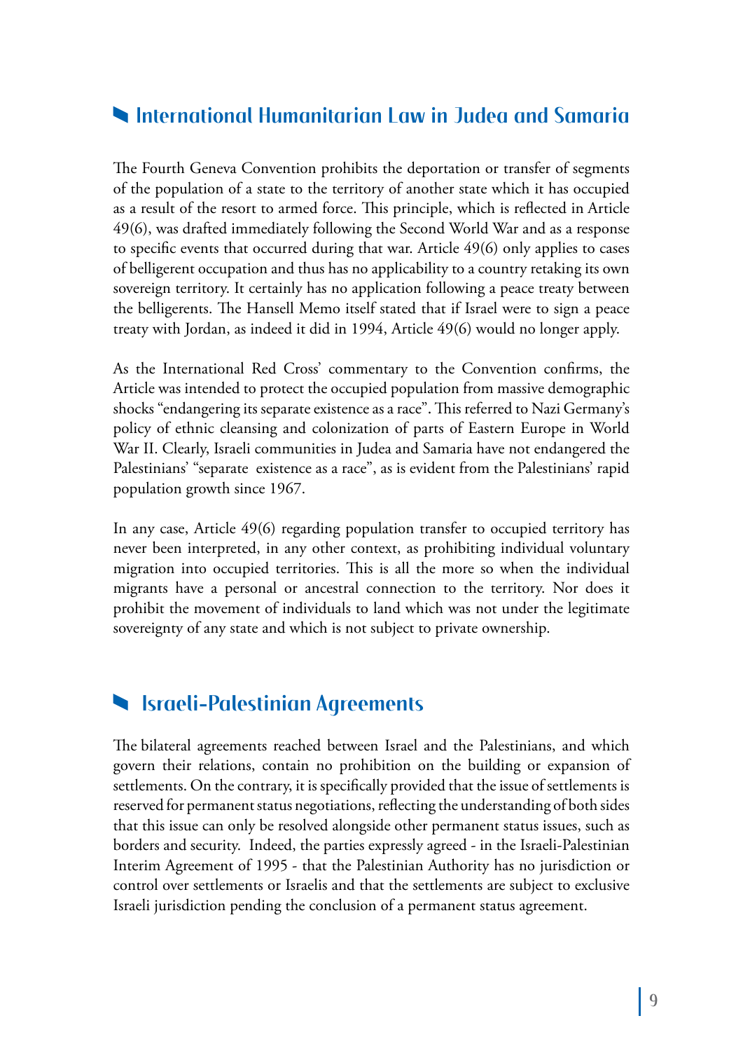## International Humanitarian Law in Judea and Samaria

The Fourth Geneva Convention prohibits the deportation or transfer of segments of the population of a state to the territory of another state which it has occupied as a result of the resort to armed force. This principle, which is reflected in Article 49(6), was drafted immediately following the Second World War and as a response to specific events that occurred during that war. Article 49(6) only applies to cases of belligerent occupation and thus has no applicability to a country retaking its own sovereign territory. It certainly has no application following a peace treaty between the belligerents. The Hansell Memo itself stated that if Israel were to sign a peace treaty with Jordan, as indeed it did in 1994, Article 49(6) would no longer apply.

As the International Red Cross' commentary to the Convention confirms, the Article was intended to protect the occupied population from massive demographic shocks "endangering its separate existence as a race". This referred to Nazi Germany's policy of ethnic cleansing and colonization of parts of Eastern Europe in World War II. Clearly, Israeli communities in Judea and Samaria have not endangered the Palestinians' "separate existence as a race", as is evident from the Palestinians' rapid population growth since 1967.

In any case, Article 49(6) regarding population transfer to occupied territory has never been interpreted, in any other context, as prohibiting individual voluntary migration into occupied territories. This is all the more so when the individual migrants have a personal or ancestral connection to the territory. Nor does it prohibit the movement of individuals to land which was not under the legitimate sovereignty of any state and which is not subject to private ownership.

## Israeli-Palestinian Agreements

The bilateral agreements reached between Israel and the Palestinians, and which govern their relations, contain no prohibition on the building or expansion of settlements. On the contrary, it is specifically provided that the issue of settlements is reserved for permanent status negotiations, reflecting the understanding of both sides that this issue can only be resolved alongside other permanent status issues, such as borders and security. Indeed, the parties expressly agreed - in the Israeli-Palestinian Interim Agreement of 1995 - that the Palestinian Authority has no jurisdiction or control over settlements or Israelis and that the settlements are subject to exclusive Israeli jurisdiction pending the conclusion of a permanent status agreement.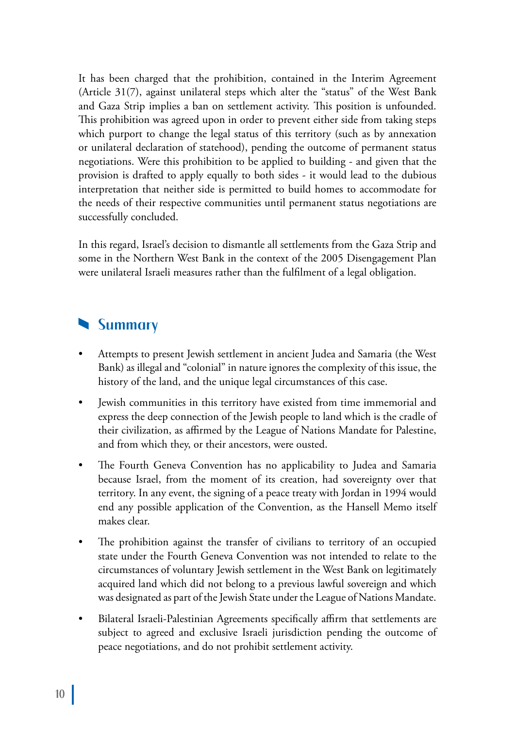It has been charged that the prohibition, contained in the Interim Agreement (Article 31(7), against unilateral steps which alter the "status" of the West Bank and Gaza Strip implies a ban on settlement activity. This position is unfounded. This prohibition was agreed upon in order to prevent either side from taking steps which purport to change the legal status of this territory (such as by annexation or unilateral declaration of statehood), pending the outcome of permanent status negotiations. Were this prohibition to be applied to building - and given that the provision is drafted to apply equally to both sides - it would lead to the dubious interpretation that neither side is permitted to build homes to accommodate for the needs of their respective communities until permanent status negotiations are successfully concluded.

In this regard, Israel's decision to dismantle all settlements from the Gaza Strip and some in the Northern West Bank in the context of the 2005 Disengagement Plan were unilateral Israeli measures rather than the fulfilment of a legal obligation.

## Summary

- Attempts to present Jewish settlement in ancient Judea and Samaria (the West Bank) as illegal and "colonial" in nature ignores the complexity of this issue, the history of the land, and the unique legal circumstances of this case.
- Jewish communities in this territory have existed from time immemorial and express the deep connection of the Jewish people to land which is the cradle of their civilization, as affirmed by the League of Nations Mandate for Palestine, and from which they, or their ancestors, were ousted.
- The Fourth Geneva Convention has no applicability to Judea and Samaria because Israel, from the moment of its creation, had sovereignty over that territory. In any event, the signing of a peace treaty with Jordan in 1994 would end any possible application of the Convention, as the Hansell Memo itself makes clear.
- The prohibition against the transfer of civilians to territory of an occupied state under the Fourth Geneva Convention was not intended to relate to the circumstances of voluntary Jewish settlement in the West Bank on legitimately acquired land which did not belong to a previous lawful sovereign and which was designated as part of the Jewish State under the League of Nations Mandate.
- Bilateral Israeli-Palestinian Agreements specifically affirm that settlements are subject to agreed and exclusive Israeli jurisdiction pending the outcome of peace negotiations, and do not prohibit settlement activity.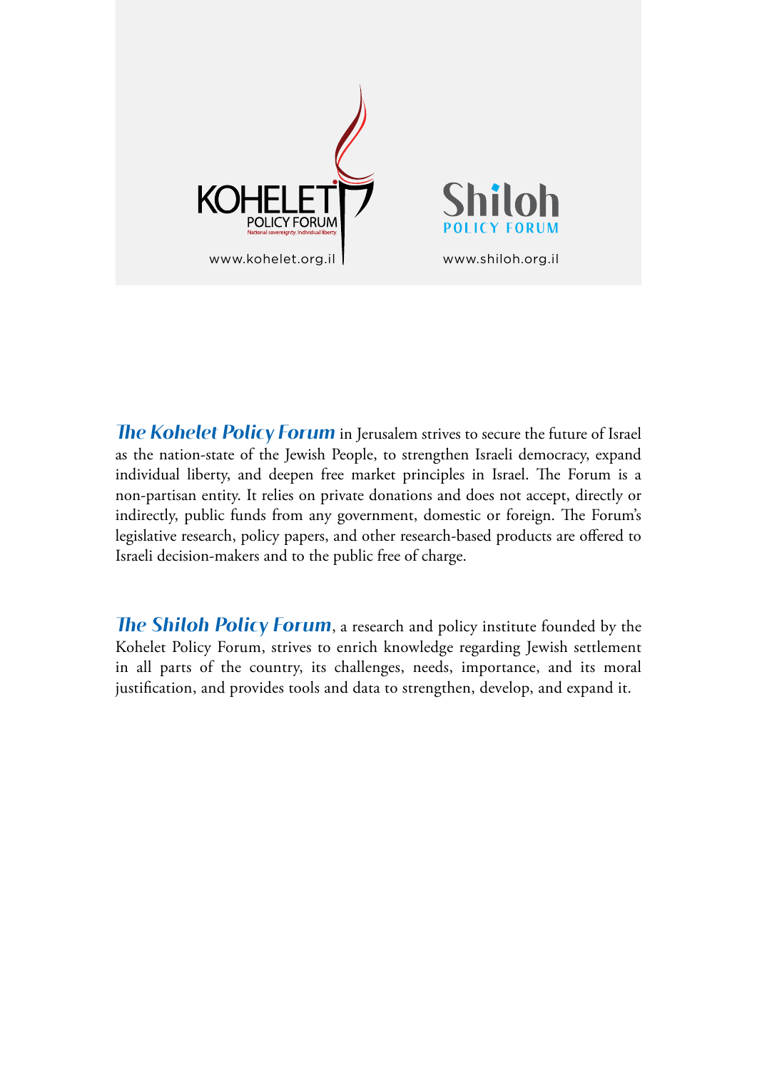KOHELET POLICY FORUM

National sovereignty. Individual liberty.

www.kohelet.org.il

Shiloh POLICY FORUM

www.shiloh.org.il

***The Kohelet Policy Forum*** in Jerusalem strives to secure the future of Israel as the nation-state of the Jewish People, to strengthen Israeli democracy, expand individual liberty, and deepen free market principles in Israel. The Forum is a non-partisan entity. It relies on private donations and does not accept, directly or indirectly, public funds from any government, domestic or foreign. The Forum's legislative research, policy papers, and other research-based products are offered to Israeli decision-makers and to the public free of charge.

***The Shiloh Policy Forum***, a research and policy institute founded by the Kohelet Policy Forum, strives to enrich knowledge regarding Jewish settlement in all parts of the country, its challenges, needs, importance, and its moral justification, and provides tools and data to strengthen, develop, and expand it.